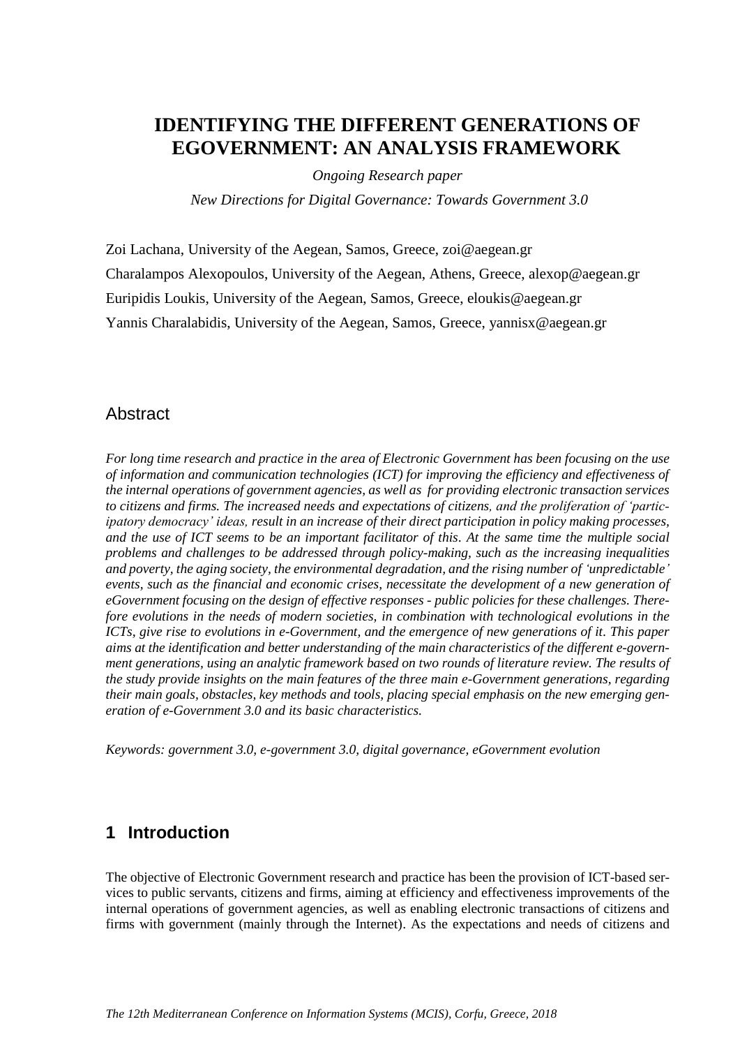# IDENTIFYING THE DIFFERENT GENERATIONS OF EGOVERNMENT: AN ANALYSIS FRAMEWORK

*Ongoing Research paper*

*New Directions for Digital Governance: Towards Government 3.0*

Zoi Lachana, University of the Aegean, Samos, Greece, zoi@aegean.gr

Charalampos Alexopoulos, University of the Aegean, Athens, Greece, alexop@aegean.gr

Euripidis Loukis, University of the Aegean, Samos, Greece, eloukis@aegean.gr

Yannis Charalabidis, University of the Aegean, Samos, Greece, yannisx@aegean.gr

## Abstract

*For long time research and practice in the area of Electronic Government has been focusing on the use of information and communication technologies (ICT) for improving the efficiency and effectiveness of the internal operations of government agencies, as well as for providing electronic transaction services to citizens and firms. The increased needs and expectations of citizens, and the proliferation of 'participatory democracy' ideas, result in an increase of their direct participation in policy making processes, and the use of ICT seems to be an important facilitator of this. At the same time the multiple social problems and challenges to be addressed through policy-making, such as the increasing inequalities and poverty, the aging society, the environmental degradation, and the rising number of 'unpredictable' events, such as the financial and economic crises, necessitate the development of a new generation of eGovernment focusing on the design of effective responses - public policies for these challenges. Therefore evolutions in the needs of modern societies, in combination with technological evolutions in the ICTs, give rise to evolutions in e-Government, and the emergence of new generations of it. This paper aims at the identification and better understanding of the main characteristics of the different e-government generations, using an analytic framework based on two rounds of literature review. The results of the study provide insights on the main features of the three main e-Government generations, regarding their main goals, obstacles, key methods and tools, placing special emphasis on the new emerging generation of e-Government 3.0 and its basic characteristics.*

*Keywords: government 3.0, e-government 3.0, digital governance, eGovernment evolution*

## 1 Introduction

The objective of Electronic Government research and practice has been the provision of ICT-based services to public servants, citizens and firms, aiming at efficiency and effectiveness improvements of the internal operations of government agencies, as well as enabling electronic transactions of citizens and firms with government (mainly through the Internet). As the expectations and needs of citizens and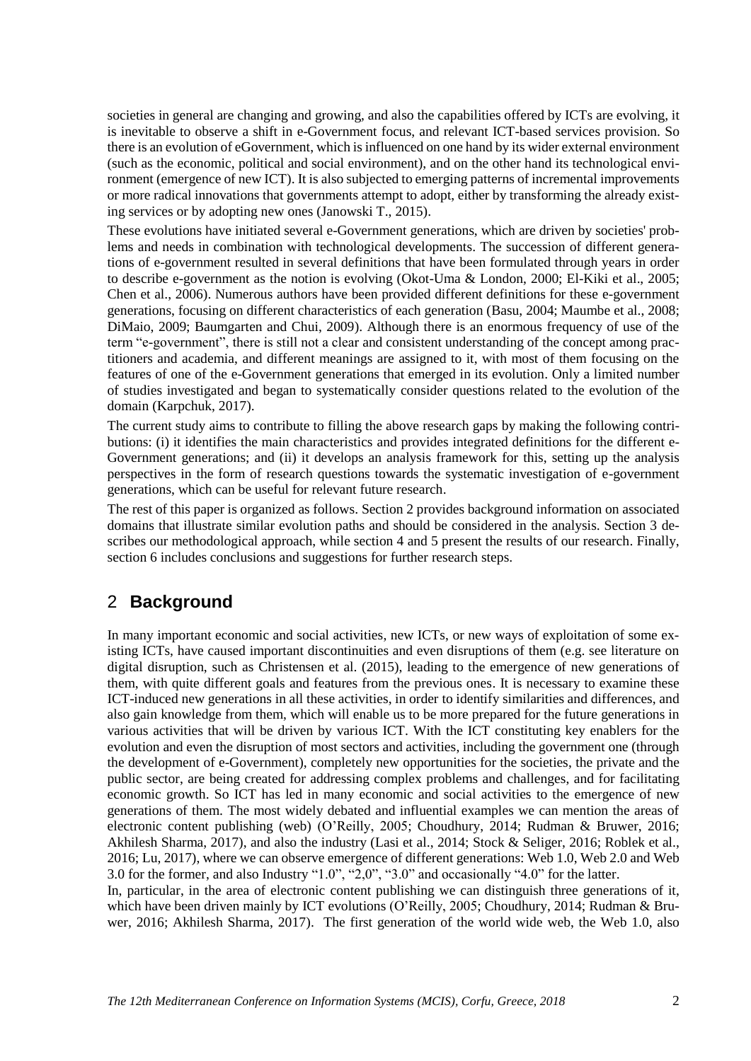societies in general are changing and growing, and also the capabilities offered by ICTs are evolving, it is inevitable to observe a shift in e-Government focus, and relevant ICT-based services provision. So there is an evolution of eGovernment, which is influenced on one hand by its wider external environment (such as the economic, political and social environment), and on the other hand its technological environment (emergence of new ICT). It is also subjected to emerging patterns of incremental improvements or more radical innovations that governments attempt to adopt, either by transforming the already existing services or by adopting new ones (Janowski T., 2015).

These evolutions have initiated several e-Government generations, which are driven by societies' problems and needs in combination with technological developments. The succession of different generations of e-government resulted in several definitions that have been formulated through years in order to describe e-government as the notion is evolving (Okot-Uma & London, 2000; El-Kiki et al., 2005; Chen et al., 2006). Numerous authors have been provided different definitions for these e-government generations, focusing on different characteristics of each generation (Basu, 2004; Maumbe et al., 2008; DiMaio, 2009; Baumgarten and Chui, 2009). Although there is an enormous frequency of use of the term "e-government", there is still not a clear and consistent understanding of the concept among practitioners and academia, and different meanings are assigned to it, with most of them focusing on the features of one of the e-Government generations that emerged in its evolution. Only a limited number of studies investigated and began to systematically consider questions related to the evolution of the domain (Karpchuk, 2017).

The current study aims to contribute to filling the above research gaps by making the following contributions: (i) it identifies the main characteristics and provides integrated definitions for the different e-Government generations; and (ii) it develops an analysis framework for this, setting up the analysis perspectives in the form of research questions towards the systematic investigation of e-government generations, which can be useful for relevant future research.

The rest of this paper is organized as follows. Section 2 provides background information on associated domains that illustrate similar evolution paths and should be considered in the analysis. Section 3 describes our methodological approach, while section 4 and 5 present the results of our research. Finally, section 6 includes conclusions and suggestions for further research steps.

## 2 Background

In many important economic and social activities, new ICTs, or new ways of exploitation of some existing ICTs, have caused important discontinuities and even disruptions of them (e.g. see literature on digital disruption, such as Christensen et al. (2015), leading to the emergence of new generations of them, with quite different goals and features from the previous ones. It is necessary to examine these ICT-induced new generations in all these activities, in order to identify similarities and differences, and also gain knowledge from them, which will enable us to be more prepared for the future generations in various activities that will be driven by various ICT. With the ICT constituting key enablers for the evolution and even the disruption of most sectors and activities, including the government one (through the development of e-Government), completely new opportunities for the societies, the private and the public sector, are being created for addressing complex problems and challenges, and for facilitating economic growth. So ICT has led in many economic and social activities to the emergence of new generations of them. The most widely debated and influential examples we can mention the areas of electronic content publishing (web) (O'Reilly, 2005; Choudhury, 2014; Rudman & Bruwer, 2016; Akhilesh Sharma, 2017), and also the industry (Lasi et al., 2014; Stock & Seliger, 2016; Roblek et al., 2016; Lu, 2017), where we can observe emergence of different generations: Web 1.0, Web 2.0 and Web 3.0 for the former, and also Industry "1.0", "2,0", "3.0" and occasionally "4.0" for the latter.

In, particular, in the area of electronic content publishing we can distinguish three generations of it, which have been driven mainly by ICT evolutions (O'Reilly, 2005; Choudhury, 2014; Rudman & Bruwer, 2016; Akhilesh Sharma, 2017). The first generation of the world wide web, the Web 1.0, also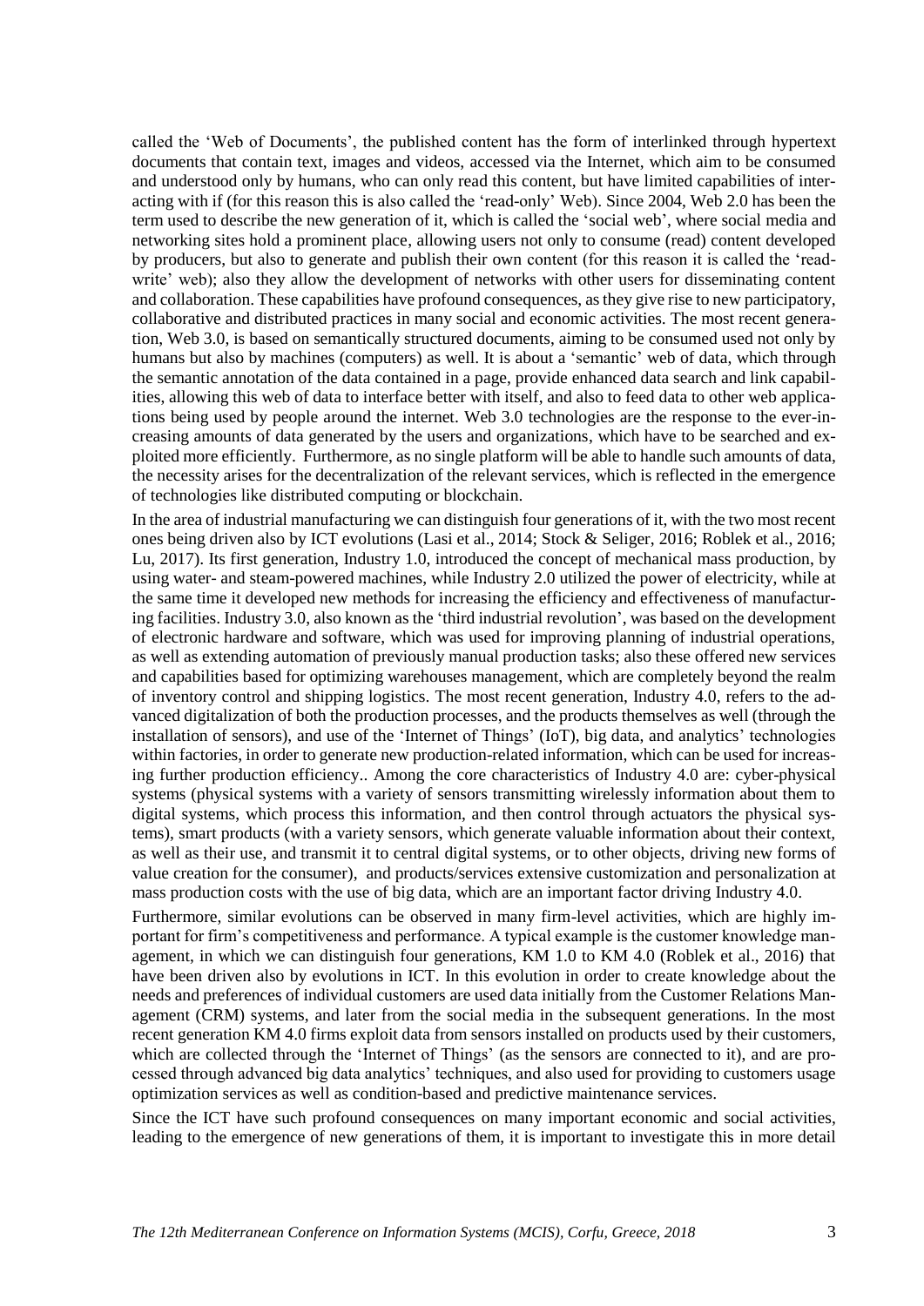called the 'Web of Documents', the published content has the form of interlinked through hypertext documents that contain text, images and videos, accessed via the Internet, which aim to be consumed and understood only by humans, who can only read this content, but have limited capabilities of interacting with if (for this reason this is also called the 'read-only' Web). Since 2004, Web 2.0 has been the term used to describe the new generation of it, which is called the 'social web', where social media and networking sites hold a prominent place, allowing users not only to consume (read) content developed by producers, but also to generate and publish their own content (for this reason it is called the 'read-write' web); also they allow the development of networks with other users for disseminating content and collaboration. These capabilities have profound consequences, as they give rise to new participatory, collaborative and distributed practices in many social and economic activities. The most recent generation, Web 3.0, is based on semantically structured documents, aiming to be consumed used not only by humans but also by machines (computers) as well. It is about a 'semantic' web of data, which through the semantic annotation of the data contained in a page, provide enhanced data search and link capabilities, allowing this web of data to interface better with itself, and also to feed data to other web applications being used by people around the internet. Web 3.0 technologies are the response to the ever-increasing amounts of data generated by the users and organizations, which have to be searched and exploited more efficiently. Furthermore, as no single platform will be able to handle such amounts of data, the necessity arises for the decentralization of the relevant services, which is reflected in the emergence of technologies like distributed computing or blockchain.

In the area of industrial manufacturing we can distinguish four generations of it, with the two most recent ones being driven also by ICT evolutions (Lasi et al., 2014; Stock & Seliger, 2016; Roblek et al., 2016; Lu, 2017). Its first generation, Industry 1.0, introduced the concept of mechanical mass production, by using water- and steam-powered machines, while Industry 2.0 utilized the power of electricity, while at the same time it developed new methods for increasing the efficiency and effectiveness of manufacturing facilities. Industry 3.0, also known as the 'third industrial revolution', was based on the development of electronic hardware and software, which was used for improving planning of industrial operations, as well as extending automation of previously manual production tasks; also these offered new services and capabilities based for optimizing warehouses management, which are completely beyond the realm of inventory control and shipping logistics. The most recent generation, Industry 4.0, refers to the advanced digitalization of both the production processes, and the products themselves as well (through the installation of sensors), and use of the 'Internet of Things' (IoT), big data, and analytics' technologies within factories, in order to generate new production-related information, which can be used for increasing further production efficiency.. Among the core characteristics of Industry 4.0 are: cyber-physical systems (physical systems with a variety of sensors transmitting wirelessly information about them to digital systems, which process this information, and then control through actuators the physical systems), smart products (with a variety sensors, which generate valuable information about their context, as well as their use, and transmit it to central digital systems, or to other objects, driving new forms of value creation for the consumer), and products/services extensive customization and personalization at mass production costs with the use of big data, which are an important factor driving Industry 4.0.

Furthermore, similar evolutions can be observed in many firm-level activities, which are highly important for firm's competitiveness and performance. A typical example is the customer knowledge management, in which we can distinguish four generations, KM 1.0 to KM 4.0 (Roblek et al., 2016) that have been driven also by evolutions in ICT. In this evolution in order to create knowledge about the needs and preferences of individual customers are used data initially from the Customer Relations Management (CRM) systems, and later from the social media in the subsequent generations. In the most recent generation KM 4.0 firms exploit data from sensors installed on products used by their customers, which are collected through the 'Internet of Things' (as the sensors are connected to it), and are processed through advanced big data analytics' techniques, and also used for providing to customers usage optimization services as well as condition-based and predictive maintenance services.

Since the ICT have such profound consequences on many important economic and social activities, leading to the emergence of new generations of them, it is important to investigate this in more detail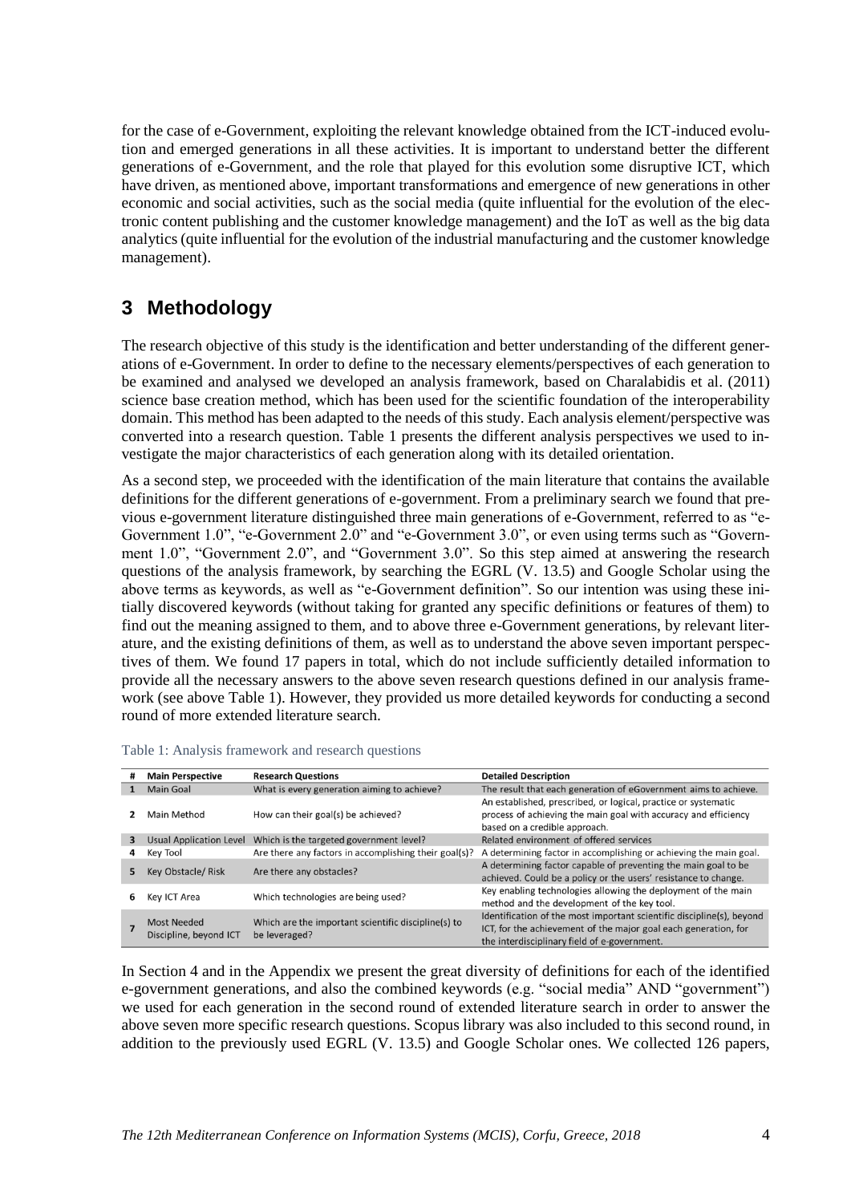for the case of e-Government, exploiting the relevant knowledge obtained from the ICT-induced evolution and emerged generations in all these activities. It is important to understand better the different generations of e-Government, and the role that played for this evolution some disruptive ICT, which have driven, as mentioned above, important transformations and emergence of new generations in other economic and social activities, such as the social media (quite influential for the evolution of the electronic content publishing and the customer knowledge management) and the IoT as well as the big data analytics (quite influential for the evolution of the industrial manufacturing and the customer knowledge management).

## 3 Methodology

The research objective of this study is the identification and better understanding of the different generations of e-Government. In order to define to the necessary elements/perspectives of each generation to be examined and analysed we developed an analysis framework, based on Charalabidis et al. (2011) science base creation method, which has been used for the scientific foundation of the interoperability domain. This method has been adapted to the needs of this study. Each analysis element/perspective was converted into a research question. Table 1 presents the different analysis perspectives we used to investigate the major characteristics of each generation along with its detailed orientation.

As a second step, we proceeded with the identification of the main literature that contains the available definitions for the different generations of e-government. From a preliminary search we found that previous e-government literature distinguished three main generations of e-Government, referred to as "e-Government 1.0", "e-Government 2.0" and "e-Government 3.0", or even using terms such as "Government 1.0", "Government 2.0", and "Government 3.0". So this step aimed at answering the research questions of the analysis framework, by searching the EGRL (V. 13.5) and Google Scholar using the above terms as keywords, as well as "e-Government definition". So our intention was using these initially discovered keywords (without taking for granted any specific definitions or features of them) to find out the meaning assigned to them, and to above three e-Government generations, by relevant literature, and the existing definitions of them, as well as to understand the above seven important perspectives of them. We found 17 papers in total, which do not include sufficiently detailed information to provide all the necessary answers to the above seven research questions defined in our analysis framework (see above Table 1). However, they provided us more detailed keywords for conducting a second round of more extended literature search.

Table 1: Analysis framework and research questions

| # | Main Perspective | Research Questions | Detailed Description |
|---|---|---|---|
| 1 | Main Goal | What is every generation aiming to achieve? | The result that each generation of eGovernment aims to achieve. |
| 2 | Main Method | How can their goal(s) be achieved? | An established, prescribed, or logical, practice or systematic process of achieving the main goal with accuracy and efficiency based on a credible approach. |
| 3 | Usual Application Level | Which is the targeted government level? | Related environment of offered services |
| 4 | Key Tool | Are there any factors in accomplishing their goal(s)? | A determining factor in accomplishing or achieving the main goal. |
| 5 | Key Obstacle/ Risk | Are there any obstacles? | A determining factor capable of preventing the main goal to be achieved. Could be a policy or the users' resistance to change. |
| 6 | Key ICT Area | Which technologies are being used? | Key enabling technologies allowing the deployment of the main method and the development of the key tool. |
| 7 | Most Needed Discipline, beyond ICT | Which are the important scientific discipline(s) to be leveraged? | Identification of the most important scientific discipline(s), beyond ICT, for the achievement of the major goal each generation, for the interdisciplinary field of e-government. |

In Section 4 and in the Appendix we present the great diversity of definitions for each of the identified e-government generations, and also the combined keywords (e.g. "social media" AND "government") we used for each generation in the second round of extended literature search in order to answer the above seven more specific research questions. Scopus library was also included to this second round, in addition to the previously used EGRL (V. 13.5) and Google Scholar ones. We collected 126 papers,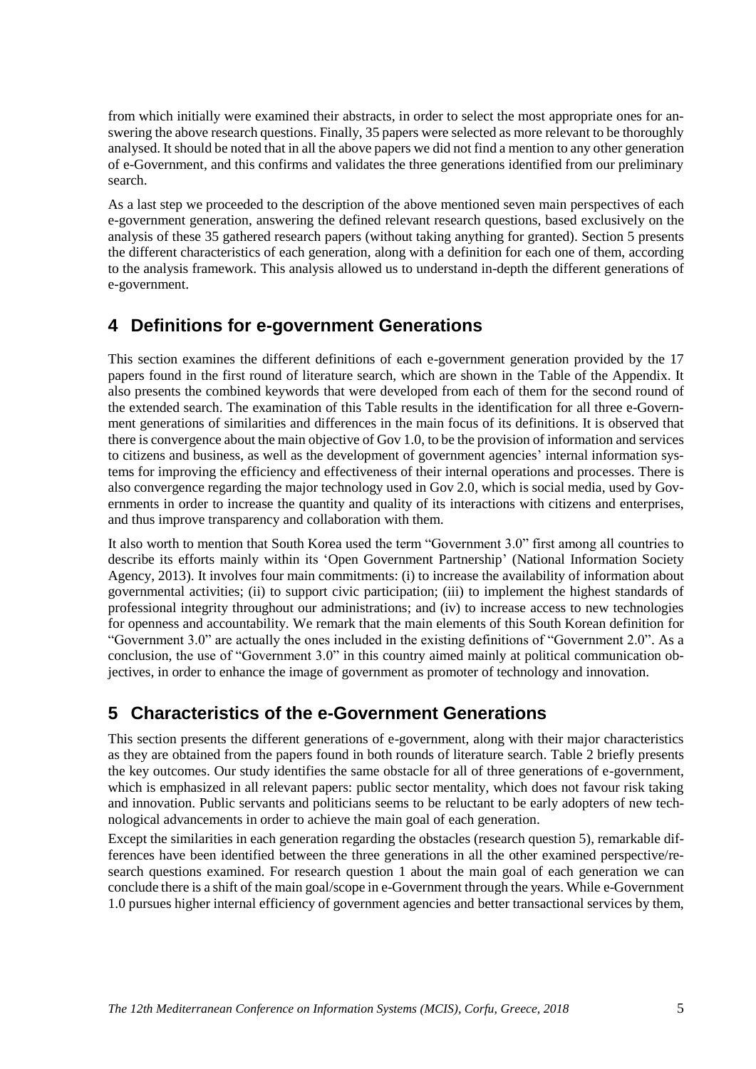from which initially were examined their abstracts, in order to select the most appropriate ones for answering the above research questions. Finally, 35 papers were selected as more relevant to be thoroughly analysed. It should be noted that in all the above papers we did not find a mention to any other generation of e-Government, and this confirms and validates the three generations identified from our preliminary search.

As a last step we proceeded to the description of the above mentioned seven main perspectives of each e-government generation, answering the defined relevant research questions, based exclusively on the analysis of these 35 gathered research papers (without taking anything for granted). Section 5 presents the different characteristics of each generation, along with a definition for each one of them, according to the analysis framework. This analysis allowed us to understand in-depth the different generations of e-government.

## 4 Definitions for e-government Generations

This section examines the different definitions of each e-government generation provided by the 17 papers found in the first round of literature search, which are shown in the Table of the Appendix. It also presents the combined keywords that were developed from each of them for the second round of the extended search. The examination of this Table results in the identification for all three e-Government generations of similarities and differences in the main focus of its definitions. It is observed that there is convergence about the main objective of Gov 1.0, to be the provision of information and services to citizens and business, as well as the development of government agencies' internal information systems for improving the efficiency and effectiveness of their internal operations and processes. There is also convergence regarding the major technology used in Gov 2.0, which is social media, used by Governments in order to increase the quantity and quality of its interactions with citizens and enterprises, and thus improve transparency and collaboration with them.

It also worth to mention that South Korea used the term "Government 3.0" first among all countries to describe its efforts mainly within its 'Open Government Partnership' (National Information Society Agency, 2013). It involves four main commitments: (i) to increase the availability of information about governmental activities; (ii) to support civic participation; (iii) to implement the highest standards of professional integrity throughout our administrations; and (iv) to increase access to new technologies for openness and accountability. We remark that the main elements of this South Korean definition for "Government 3.0" are actually the ones included in the existing definitions of "Government 2.0". As a conclusion, the use of "Government 3.0" in this country aimed mainly at political communication objectives, in order to enhance the image of government as promoter of technology and innovation.

## 5 Characteristics of the e-Government Generations

This section presents the different generations of e-government, along with their major characteristics as they are obtained from the papers found in both rounds of literature search. Table 2 briefly presents the key outcomes. Our study identifies the same obstacle for all of three generations of e-government, which is emphasized in all relevant papers: public sector mentality, which does not favour risk taking and innovation. Public servants and politicians seems to be reluctant to be early adopters of new technological advancements in order to achieve the main goal of each generation.

Except the similarities in each generation regarding the obstacles (research question 5), remarkable differences have been identified between the three generations in all the other examined perspective/research questions examined. For research question 1 about the main goal of each generation we can conclude there is a shift of the main goal/scope in e-Government through the years. While e-Government 1.0 pursues higher internal efficiency of government agencies and better transactional services by them,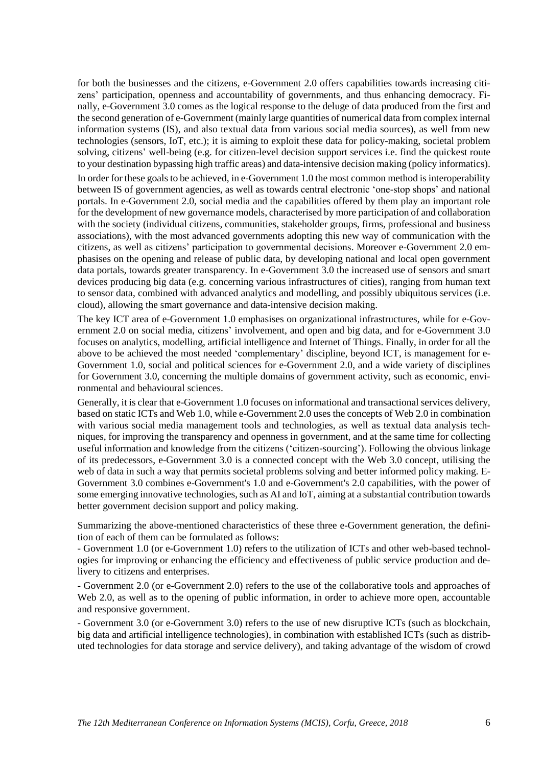for both the businesses and the citizens, e-Government 2.0 offers capabilities towards increasing citizens' participation, openness and accountability of governments, and thus enhancing democracy. Finally, e-Government 3.0 comes as the logical response to the deluge of data produced from the first and the second generation of e-Government (mainly large quantities of numerical data from complex internal information systems (IS), and also textual data from various social media sources), as well from new technologies (sensors, IoT, etc.); it is aiming to exploit these data for policy-making, societal problem solving, citizens' well-being (e.g. for citizen-level decision support services i.e. find the quickest route to your destination bypassing high traffic areas) and data-intensive decision making (policy informatics).

In order for these goals to be achieved, in e-Government 1.0 the most common method is interoperability between IS of government agencies, as well as towards central electronic 'one-stop shops' and national portals. In e-Government 2.0, social media and the capabilities offered by them play an important role for the development of new governance models, characterised by more participation of and collaboration with the society (individual citizens, communities, stakeholder groups, firms, professional and business associations), with the most advanced governments adopting this new way of communication with the citizens, as well as citizens' participation to governmental decisions. Moreover e-Government 2.0 emphasises on the opening and release of public data, by developing national and local open government data portals, towards greater transparency. In e-Government 3.0 the increased use of sensors and smart devices producing big data (e.g. concerning various infrastructures of cities), ranging from human text to sensor data, combined with advanced analytics and modelling, and possibly ubiquitous services (i.e. cloud), allowing the smart governance and data-intensive decision making.

The key ICT area of e-Government 1.0 emphasises on organizational infrastructures, while for e-Government 2.0 on social media, citizens' involvement, and open and big data, and for e-Government 3.0 focuses on analytics, modelling, artificial intelligence and Internet of Things. Finally, in order for all the above to be achieved the most needed 'complementary' discipline, beyond ICT, is management for e-Government 1.0, social and political sciences for e-Government 2.0, and a wide variety of disciplines for Government 3.0, concerning the multiple domains of government activity, such as economic, environmental and behavioural sciences.

Generally, it is clear that e-Government 1.0 focuses on informational and transactional services delivery, based on static ICTs and Web 1.0, while e-Government 2.0 uses the concepts of Web 2.0 in combination with various social media management tools and technologies, as well as textual data analysis techniques, for improving the transparency and openness in government, and at the same time for collecting useful information and knowledge from the citizens ('citizen-sourcing'). Following the obvious linkage of its predecessors, e-Government 3.0 is a connected concept with the Web 3.0 concept, utilising the web of data in such a way that permits societal problems solving and better informed policy making. E-Government 3.0 combines e-Government's 1.0 and e-Government's 2.0 capabilities, with the power of some emerging innovative technologies, such as AI and IoT, aiming at a substantial contribution towards better government decision support and policy making.

Summarizing the above-mentioned characteristics of these three e-Government generation, the definition of each of them can be formulated as follows:

- Government 1.0 (or e-Government 1.0) refers to the utilization of ICTs and other web-based technologies for improving or enhancing the efficiency and effectiveness of public service production and delivery to citizens and enterprises.

- Government 2.0 (or e-Government 2.0) refers to the use of the collaborative tools and approaches of Web 2.0, as well as to the opening of public information, in order to achieve more open, accountable and responsive government.

- Government 3.0 (or e-Government 3.0) refers to the use of new disruptive ICTs (such as blockchain, big data and artificial intelligence technologies), in combination with established ICTs (such as distributed technologies for data storage and service delivery), and taking advantage of the wisdom of crowd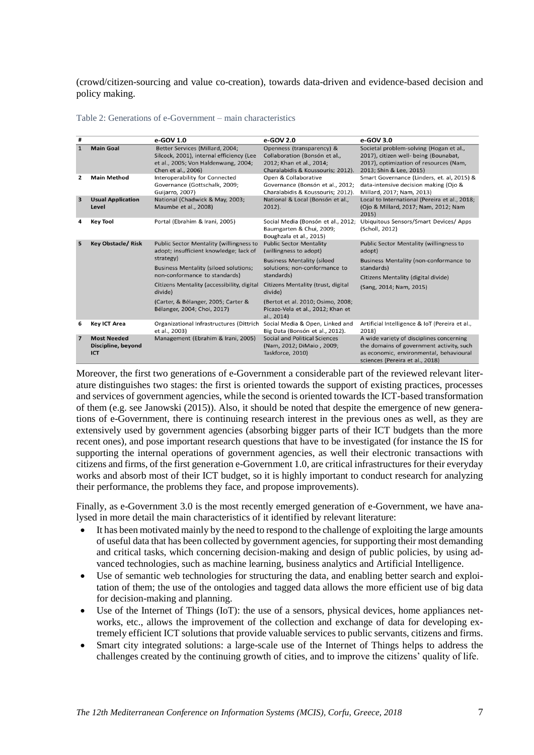(crowd/citizen-sourcing and value co-creation), towards data-driven and evidence-based decision and policy making.

Table 2: Generations of e-Government – main characteristics

| # | | e-GOV 1.0 | e-GOV 2.0 | e-GOV 3.0 |
|---|---|---|---|---|
| 1 | **Main Goal** | Better Services (Millard, 2004; Silcock, 2001), internal efficiency (Lee et al., 2005; Von Haldenwang, 2004; Chen et al., 2006) | Openness (transparency) & Collaboration (Bonsón et al., 2012; Khan et al., 2014; Charalabidis & Koussouris; 2012). | Societal problem-solving (Hogan et al., 2017), citizen well- being (Bounabat, 2017), optimization of resources (Nam, 2013; Shin & Lee, 2015) |
| 2 | **Main Method** | Interoperability for Connected Governance (Gottschalk, 2009; Guijarro, 2007) | Open & Collaborative Governance (Bonsón et al., 2012; Charalabidis & Koussouris; 2012). | Smart Governance (Linders, et. al, 2015) & data-intensive decision making (Ojo & Millard, 2017; Nam, 2013) |
| 3 | **Usual Application Level** | National (Chadwick & May, 2003; Maumbe et al., 2008) | National & Local (Bonsón et al., 2012). | Local to International (Pereira et al., 2018; (Ojo & Millard, 2017; Nam, 2012; Nam 2015) |
| 4 | **Key Tool** | Portal (Ebrahim & Irani, 2005) | Social Media (Bonsón et al., 2012; Baumgarten & Chui, 2009; Boughzala et al., 2015) | Ubiquitous Sensors/Smart Devices/ Apps (Scholl, 2012) |
| 5 | **Key Obstacle/ Risk** | Public Sector Mentality (willingness to adopt; insufficient knowledge; lack of strategy)<br>Business Mentality (siloed solutions; non-conformance to standards)<br>Citizens Mentality (accessibility, digital divide)<br>(Carter, & Bélanger, 2005; Carter & Bélanger, 2004; Choi, 2017) | Public Sector Mentality (willingness to adopt)<br>Business Mentality (siloed solutions; non-conformance to standards)<br>Citizens Mentality (trust, digital divide)<br>(Bertot et al. 2010; Osimo, 2008; Picazo-Vela et al., 2012; Khan et al., 2014) | Public Sector Mentality (willingness to adopt)<br>Business Mentality (non-conformance to standards)<br>Citizens Mentality (digital divide)<br>(Sang, 2014; Nam, 2015) |
| 6 | **Key ICT Area** | Organizational Infrastructures (Dittrich et al., 2003) | Social Media & Open, Linked and Big Data (Bonsón et al., 2012). | Artificial Intelligence & IoT (Pereira et al., 2018) |
| 7 | **Most Needed Discipline, beyond ICT** | Management (Ebrahim & Irani, 2005) | Social and Political Sciences (Nam, 2012; DiMaio , 2009; Taskforce, 2010) | A wide variety of disciplines concerning the domains of government activity, such as economic, environmental, behavioural sciences (Pereira et al., 2018) |

Moreover, the first two generations of e-Government a considerable part of the reviewed relevant literature distinguishes two stages: the first is oriented towards the support of existing practices, processes and services of government agencies, while the second is oriented towards the ICT-based transformation of them (e.g. see Janowski (2015)). Also, it should be noted that despite the emergence of new generations of e-Government, there is continuing research interest in the previous ones as well, as they are extensively used by government agencies (absorbing bigger parts of their ICT budgets than the more recent ones), and pose important research questions that have to be investigated (for instance the IS for supporting the internal operations of government agencies, as well their electronic transactions with citizens and firms, of the first generation e-Government 1.0, are critical infrastructures for their everyday works and absorb most of their ICT budget, so it is highly important to conduct research for analyzing their performance, the problems they face, and propose improvements).

Finally, as e-Government 3.0 is the most recently emerged generation of e-Government, we have analysed in more detail the main characteristics of it identified by relevant literature:

- It has been motivated mainly by the need to respond to the challenge of exploiting the large amounts of useful data that has been collected by government agencies, for supporting their most demanding and critical tasks, which concerning decision-making and design of public policies, by using advanced technologies, such as machine learning, business analytics and Artificial Intelligence.
- Use of semantic web technologies for structuring the data, and enabling better search and exploitation of them; the use of the ontologies and tagged data allows the more efficient use of big data for decision-making and planning.
- Use of the Internet of Things (IoT): the use of a sensors, physical devices, home appliances networks, etc., allows the improvement of the collection and exchange of data for developing extremely efficient ICT solutions that provide valuable services to public servants, citizens and firms.
- Smart city integrated solutions: a large-scale use of the Internet of Things helps to address the challenges created by the continuing growth of cities, and to improve the citizens' quality of life.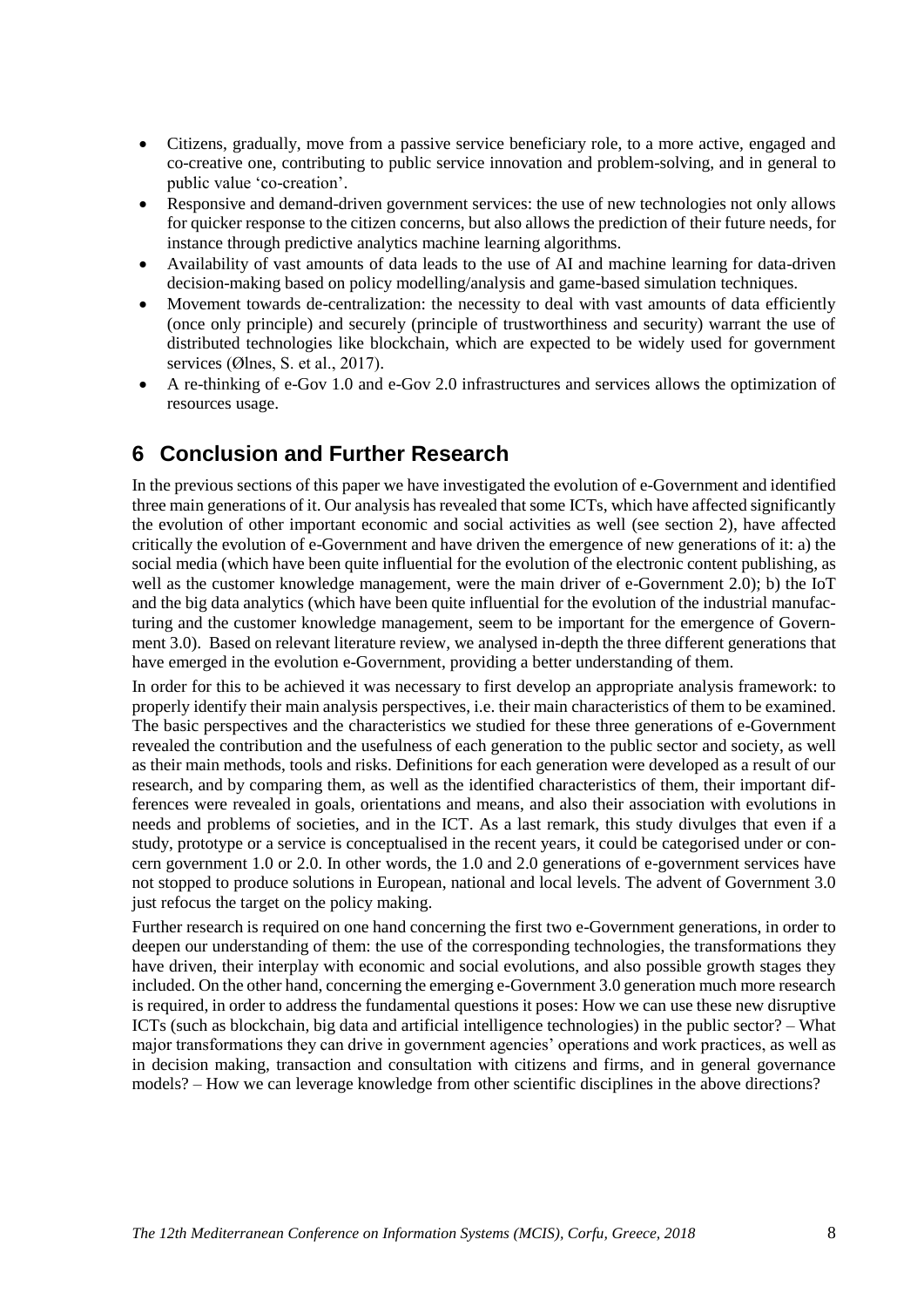- Citizens, gradually, move from a passive service beneficiary role, to a more active, engaged and co-creative one, contributing to public service innovation and problem-solving, and in general to public value 'co-creation'.
- Responsive and demand-driven government services: the use of new technologies not only allows for quicker response to the citizen concerns, but also allows the prediction of their future needs, for instance through predictive analytics machine learning algorithms.
- Availability of vast amounts of data leads to the use of AI and machine learning for data-driven decision-making based on policy modelling/analysis and game-based simulation techniques.
- Movement towards de-centralization: the necessity to deal with vast amounts of data efficiently (once only principle) and securely (principle of trustworthiness and security) warrant the use of distributed technologies like blockchain, which are expected to be widely used for government services (Ølnes, S. et al., 2017).
- A re-thinking of e-Gov 1.0 and e-Gov 2.0 infrastructures and services allows the optimization of resources usage.

## 6 Conclusion and Further Research

In the previous sections of this paper we have investigated the evolution of e-Government and identified three main generations of it. Our analysis has revealed that some ICTs, which have affected significantly the evolution of other important economic and social activities as well (see section 2), have affected critically the evolution of e-Government and have driven the emergence of new generations of it: a) the social media (which have been quite influential for the evolution of the electronic content publishing, as well as the customer knowledge management, were the main driver of e-Government 2.0); b) the IoT and the big data analytics (which have been quite influential for the evolution of the industrial manufacturing and the customer knowledge management, seem to be important for the emergence of Government 3.0). Based on relevant literature review, we analysed in-depth the three different generations that have emerged in the evolution e-Government, providing a better understanding of them.

In order for this to be achieved it was necessary to first develop an appropriate analysis framework: to properly identify their main analysis perspectives, i.e. their main characteristics of them to be examined. The basic perspectives and the characteristics we studied for these three generations of e-Government revealed the contribution and the usefulness of each generation to the public sector and society, as well as their main methods, tools and risks. Definitions for each generation were developed as a result of our research, and by comparing them, as well as the identified characteristics of them, their important differences were revealed in goals, orientations and means, and also their association with evolutions in needs and problems of societies, and in the ICT. As a last remark, this study divulges that even if a study, prototype or a service is conceptualised in the recent years, it could be categorised under or concern government 1.0 or 2.0. In other words, the 1.0 and 2.0 generations of e-government services have not stopped to produce solutions in European, national and local levels. The advent of Government 3.0 just refocus the target on the policy making.

Further research is required on one hand concerning the first two e-Government generations, in order to deepen our understanding of them: the use of the corresponding technologies, the transformations they have driven, their interplay with economic and social evolutions, and also possible growth stages they included. On the other hand, concerning the emerging e-Government 3.0 generation much more research is required, in order to address the fundamental questions it poses: How we can use these new disruptive ICTs (such as blockchain, big data and artificial intelligence technologies) in the public sector? – What major transformations they can drive in government agencies' operations and work practices, as well as in decision making, transaction and consultation with citizens and firms, and in general governance models? – How we can leverage knowledge from other scientific disciplines in the above directions?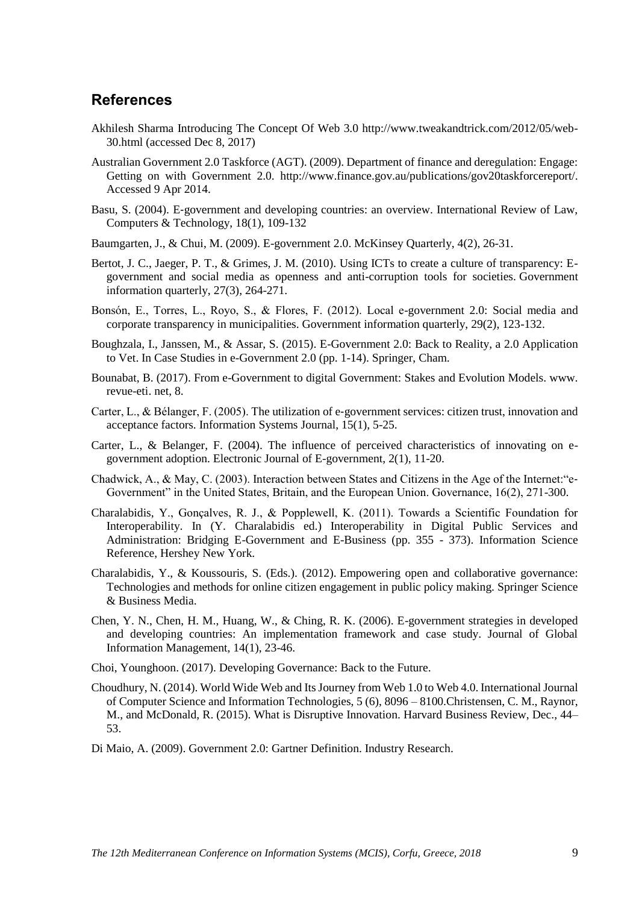## References

Akhilesh Sharma Introducing The Concept Of Web 3.0 http://www.tweakandtrick.com/2012/05/web-30.html (accessed Dec 8, 2017)

Australian Government 2.0 Taskforce (AGT). (2009). Department of finance and deregulation: Engage: Getting on with Government 2.0. http://www.finance.gov.au/publications/gov20taskforcereport/. Accessed 9 Apr 2014.

Basu, S. (2004). E-government and developing countries: an overview. International Review of Law, Computers & Technology, 18(1), 109-132

Baumgarten, J., & Chui, M. (2009). E-government 2.0. McKinsey Quarterly, 4(2), 26-31.

Bertot, J. C., Jaeger, P. T., & Grimes, J. M. (2010). Using ICTs to create a culture of transparency: E-government and social media as openness and anti-corruption tools for societies. Government information quarterly, 27(3), 264-271.

Bonsón, E., Torres, L., Royo, S., & Flores, F. (2012). Local e-government 2.0: Social media and corporate transparency in municipalities. Government information quarterly, 29(2), 123-132.

Boughzala, I., Janssen, M., & Assar, S. (2015). E-Government 2.0: Back to Reality, a 2.0 Application to Vet. In Case Studies in e-Government 2.0 (pp. 1-14). Springer, Cham.

Bounabat, B. (2017). From e-Government to digital Government: Stakes and Evolution Models. www. revue-eti. net, 8.

Carter, L., & Bélanger, F. (2005). The utilization of e-government services: citizen trust, innovation and acceptance factors. Information Systems Journal, 15(1), 5-25.

Carter, L., & Belanger, F. (2004). The influence of perceived characteristics of innovating on e-government adoption. Electronic Journal of E-government, 2(1), 11-20.

Chadwick, A., & May, C. (2003). Interaction between States and Citizens in the Age of the Internet:"e-Government" in the United States, Britain, and the European Union. Governance, 16(2), 271-300.

Charalabidis, Y., Gonçalves, R. J., & Popplewell, K. (2011). Towards a Scientific Foundation for Interoperability. In (Y. Charalabidis ed.) Interoperability in Digital Public Services and Administration: Bridging E-Government and E-Business (pp. 355 - 373). Information Science Reference, Hershey New York.

Charalabidis, Y., & Koussouris, S. (Eds.). (2012). Empowering open and collaborative governance: Technologies and methods for online citizen engagement in public policy making. Springer Science & Business Media.

Chen, Y. N., Chen, H. M., Huang, W., & Ching, R. K. (2006). E-government strategies in developed and developing countries: An implementation framework and case study. Journal of Global Information Management, 14(1), 23-46.

Choi, Younghoon. (2017). Developing Governance: Back to the Future.

Choudhury, N. (2014). World Wide Web and Its Journey from Web 1.0 to Web 4.0. International Journal of Computer Science and Information Technologies, 5 (6), 8096 – 8100.Christensen, C. M., Raynor, M., and McDonald, R. (2015). What is Disruptive Innovation. Harvard Business Review, Dec., 44–53.

Di Maio, A. (2009). Government 2.0: Gartner Definition. Industry Research.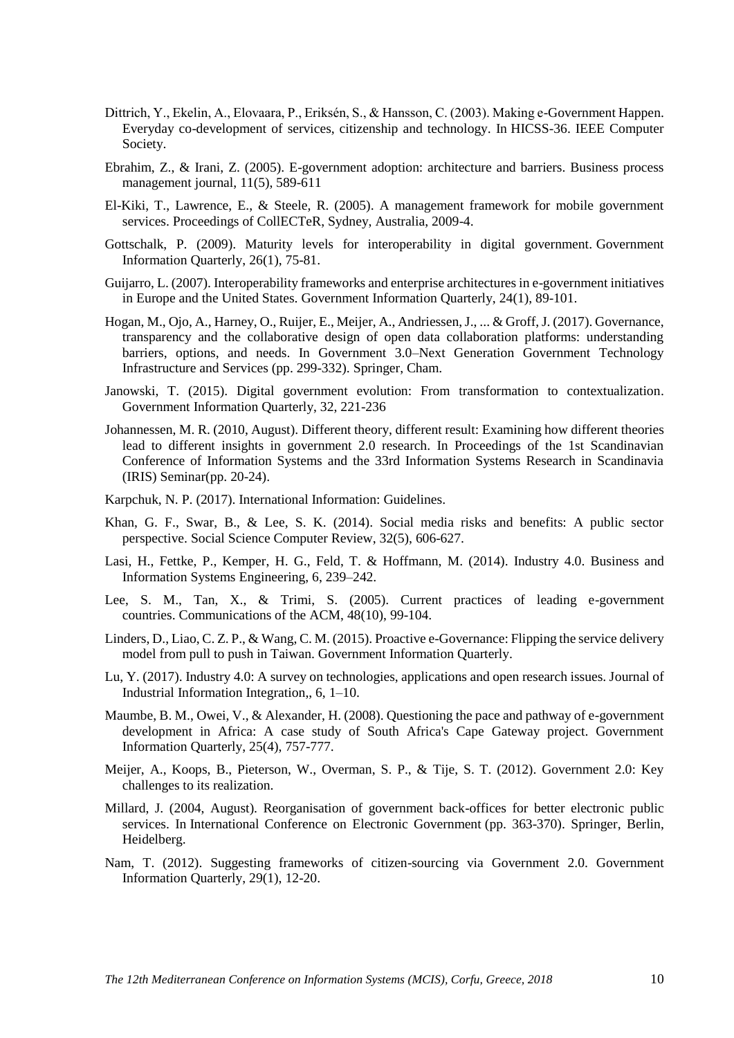Dittrich, Y., Ekelin, A., Elovaara, P., Eriksén, S., & Hansson, C. (2003). Making e-Government Happen. Everyday co-development of services, citizenship and technology. In HICSS-36. IEEE Computer Society.

Ebrahim, Z., & Irani, Z. (2005). E-government adoption: architecture and barriers. Business process management journal, 11(5), 589-611

El-Kiki, T., Lawrence, E., & Steele, R. (2005). A management framework for mobile government services. Proceedings of CollECTeR, Sydney, Australia, 2009-4.

Gottschalk, P. (2009). Maturity levels for interoperability in digital government. Government Information Quarterly, 26(1), 75-81.

Guijarro, L. (2007). Interoperability frameworks and enterprise architectures in e-government initiatives in Europe and the United States. Government Information Quarterly, 24(1), 89-101.

Hogan, M., Ojo, A., Harney, O., Ruijer, E., Meijer, A., Andriessen, J., ... & Groff, J. (2017). Governance, transparency and the collaborative design of open data collaboration platforms: understanding barriers, options, and needs. In Government 3.0–Next Generation Government Technology Infrastructure and Services (pp. 299-332). Springer, Cham.

Janowski, T. (2015). Digital government evolution: From transformation to contextualization. Government Information Quarterly, 32, 221-236

Johannessen, M. R. (2010, August). Different theory, different result: Examining how different theories lead to different insights in government 2.0 research. In Proceedings of the 1st Scandinavian Conference of Information Systems and the 33rd Information Systems Research in Scandinavia (IRIS) Seminar(pp. 20-24).

Karpchuk, N. P. (2017). International Information: Guidelines.

Khan, G. F., Swar, B., & Lee, S. K. (2014). Social media risks and benefits: A public sector perspective. Social Science Computer Review, 32(5), 606-627.

Lasi, H., Fettke, P., Kemper, H. G., Feld, T. & Hoffmann, M. (2014). Industry 4.0. Business and Information Systems Engineering, 6, 239–242.

Lee, S. M., Tan, X., & Trimi, S. (2005). Current practices of leading e-government countries. Communications of the ACM, 48(10), 99-104.

Linders, D., Liao, C. Z. P., & Wang, C. M. (2015). Proactive e-Governance: Flipping the service delivery model from pull to push in Taiwan. Government Information Quarterly.

Lu, Y. (2017). Industry 4.0: A survey on technologies, applications and open research issues. Journal of Industrial Information Integration,, 6, 1–10.

Maumbe, B. M., Owei, V., & Alexander, H. (2008). Questioning the pace and pathway of e-government development in Africa: A case study of South Africa's Cape Gateway project. Government Information Quarterly, 25(4), 757-777.

Meijer, A., Koops, B., Pieterson, W., Overman, S. P., & Tije, S. T. (2012). Government 2.0: Key challenges to its realization.

Millard, J. (2004, August). Reorganisation of government back-offices for better electronic public services. In International Conference on Electronic Government (pp. 363-370). Springer, Berlin, Heidelberg.

Nam, T. (2012). Suggesting frameworks of citizen-sourcing via Government 2.0. Government Information Quarterly, 29(1), 12-20.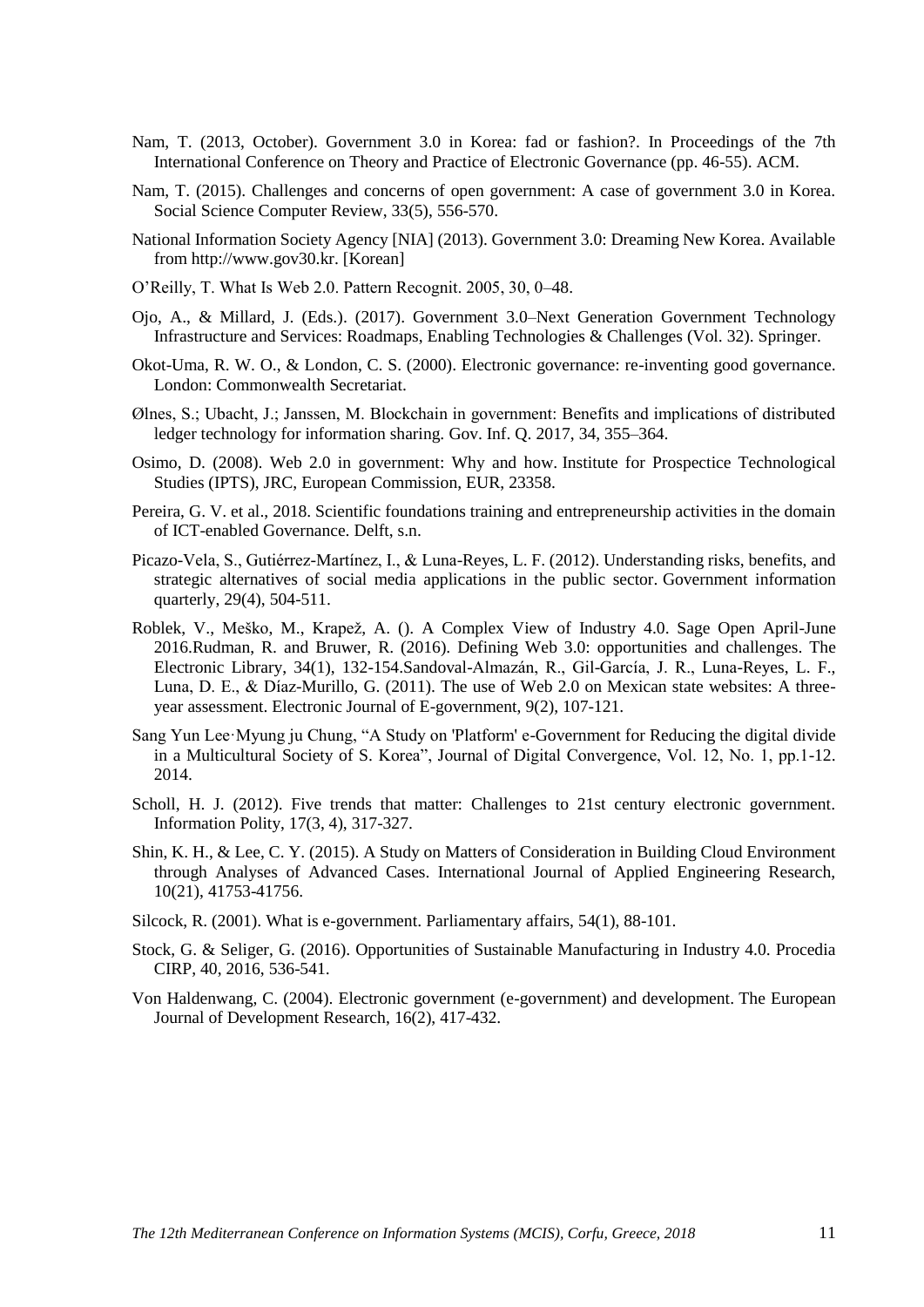Nam, T. (2013, October). Government 3.0 in Korea: fad or fashion?. In Proceedings of the 7th International Conference on Theory and Practice of Electronic Governance (pp. 46-55). ACM.

Nam, T. (2015). Challenges and concerns of open government: A case of government 3.0 in Korea. Social Science Computer Review, 33(5), 556-570.

National Information Society Agency [NIA] (2013). Government 3.0: Dreaming New Korea. Available from http://www.gov30.kr. [Korean]

O'Reilly, T. What Is Web 2.0. Pattern Recognit. 2005, 30, 0–48.

Ojo, A., & Millard, J. (Eds.). (2017). Government 3.0–Next Generation Government Technology Infrastructure and Services: Roadmaps, Enabling Technologies & Challenges (Vol. 32). Springer.

Okot-Uma, R. W. O., & London, C. S. (2000). Electronic governance: re-inventing good governance. London: Commonwealth Secretariat.

Ølnes, S.; Ubacht, J.; Janssen, M. Blockchain in government: Benefits and implications of distributed ledger technology for information sharing. Gov. Inf. Q. 2017, 34, 355–364.

Osimo, D. (2008). Web 2.0 in government: Why and how. Institute for Prospectice Technological Studies (IPTS), JRC, European Commission, EUR, 23358.

Pereira, G. V. et al., 2018. Scientific foundations training and entrepreneurship activities in the domain of ICT-enabled Governance. Delft, s.n.

Picazo-Vela, S., Gutiérrez-Martínez, I., & Luna-Reyes, L. F. (2012). Understanding risks, benefits, and strategic alternatives of social media applications in the public sector. Government information quarterly, 29(4), 504-511.

Roblek, V., Meško, M., Krapež, A. (). A Complex View of Industry 4.0. Sage Open April-June 2016.Rudman, R. and Bruwer, R. (2016). Defining Web 3.0: opportunities and challenges. The Electronic Library, 34(1), 132-154.Sandoval-Almazán, R., Gil-García, J. R., Luna-Reyes, L. F., Luna, D. E., & Díaz-Murillo, G. (2011). The use of Web 2.0 on Mexican state websites: A three-year assessment. Electronic Journal of E-government, 9(2), 107-121.

Sang Yun Lee·Myung ju Chung, "A Study on 'Platform' e-Government for Reducing the digital divide in a Multicultural Society of S. Korea", Journal of Digital Convergence, Vol. 12, No. 1, pp.1-12. 2014.

Scholl, H. J. (2012). Five trends that matter: Challenges to 21st century electronic government. Information Polity, 17(3, 4), 317-327.

Shin, K. H., & Lee, C. Y. (2015). A Study on Matters of Consideration in Building Cloud Environment through Analyses of Advanced Cases. International Journal of Applied Engineering Research, 10(21), 41753-41756.

Silcock, R. (2001). What is e-government. Parliamentary affairs, 54(1), 88-101.

Stock, G. & Seliger, G. (2016). Opportunities of Sustainable Manufacturing in Industry 4.0. Procedia CIRP, 40, 2016, 536-541.

Von Haldenwang, C. (2004). Electronic government (e-government) and development. The European Journal of Development Research, 16(2), 417-432.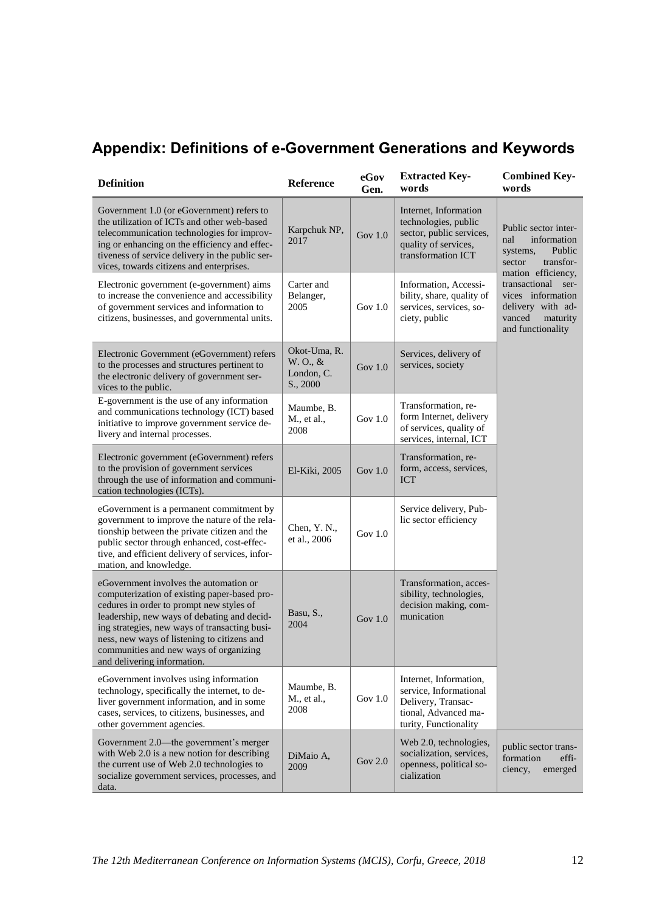## Appendix: Definitions of e-Government Generations and Keywords

| Definition | Reference | eGov Gen. | Extracted Keywords | Combined Keywords |
|---|---|---|---|---|
| Government 1.0 (or eGovernment) refers to the utilization of ICTs and other web-based telecommunication technologies for improving or enhancing on the efficiency and effectiveness of service delivery in the public sector, towards citizens and enterprises. | Karpchuk NP, 2017 | Gov 1.0 | Internet, Information technologies, public sector, public services, quality of services, transformation ICT | Public sector internal information systems, Public sector transformation efficiency, transactional services information delivery with advanced maturity and functionality |
| Electronic government (e-government) aims to increase the convenience and accessibility of government services and information to citizens, businesses, and governmental units. | Carter and Belanger, 2005 | Gov 1.0 | Information, Accessibility, share, quality of services, services, society, public | |
| Electronic Government (eGovernment) refers to the processes and structures pertinent to the electronic delivery of government services to the public. | Okot-Uma, R. W. O., & London, C. S., 2000 | Gov 1.0 | Services, delivery of services, society | |
| E-government is the use of any information and communications technology (ICT) based initiative to improve government service delivery and internal processes. | Maumbe, B. M., et al., 2008 | Gov 1.0 | Transformation, reform Internet, delivery of services, quality of services, internal, ICT | |
| Electronic government (eGovernment) refers to the provision of government services through the use of information and communication technologies (ICTs). | El-Kiki, 2005 | Gov 1.0 | Transformation, reform, access, services, ICT | |
| eGovernment is a permanent commitment by government to improve the nature of the relationship between the private citizen and the public sector through enhanced, cost-effective, and efficient delivery of services, information, and knowledge. | Chen, Y. N., et al., 2006 | Gov 1.0 | Service delivery, Public sector efficiency | |
| eGovernment involves the automation or computerization of existing paper-based procedures in order to prompt new styles of leadership, new ways of debating and deciding strategies, new ways of transacting business, new ways of listening to citizens and communities and new ways of organizing and delivering information. | Basu, S., 2004 | Gov 1.0 | Transformation, accessibility, technologies, decision making, communication | |
| eGovernment involves using information technology, specifically the internet, to deliver government information, and in some cases, services, to citizens, businesses, and other government agencies. | Maumbe, B. M., et al., 2008 | Gov 1.0 | Internet, Information, service, Informational Delivery, Transactional, Advanced maturity, Functionality | |
| Government 2.0—the government's merger with Web 2.0 is a new notion for describing the current use of Web 2.0 technologies to socialize government services, processes, and data. | DiMaio A, 2009 | Gov 2.0 | Web 2.0, technologies, socialization, services, openness, political socialization | public sector transformation efficiency, emerged |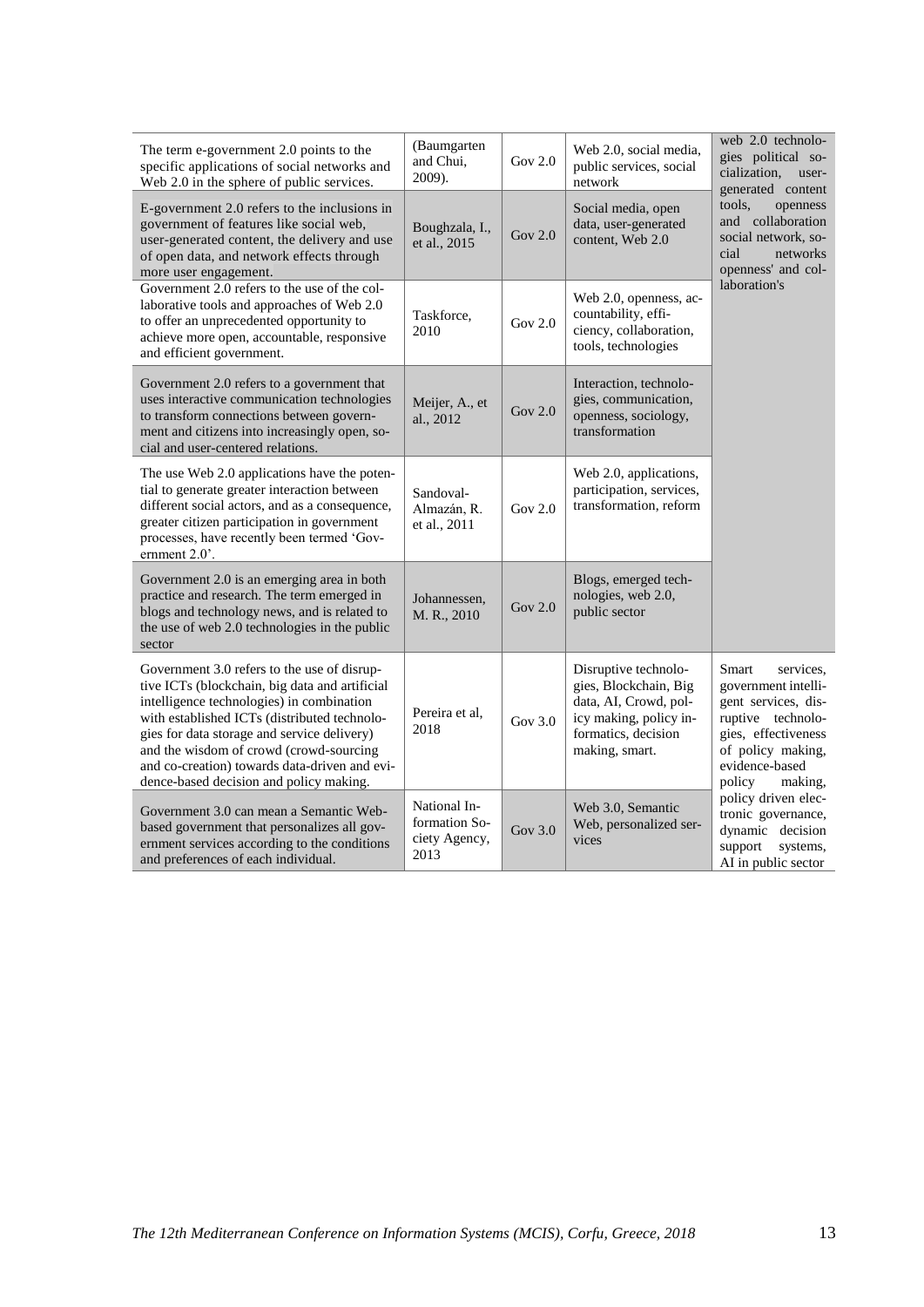| | | | | |
|---|---|---|---|---|
| The term e-government 2.0 points to the specific applications of social networks and Web 2.0 in the sphere of public services. | (Baumgarten and Chui, 2009). | Gov 2.0 | Web 2.0, social media, public services, social network | web 2.0 technologies political socialization, user-generated content tools, openness and collaboration social network, social networks openness' and collaboration's |
| E-government 2.0 refers to the inclusions in government of features like social web, user-generated content, the delivery and use of open data, and network effects through more user engagement. | Boughzala, I., et al., 2015 | Gov 2.0 | Social media, open data, user-generated content, Web 2.0 | |
| Government 2.0 refers to the use of the collaborative tools and approaches of Web 2.0 to offer an unprecedented opportunity to achieve more open, accountable, responsive and efficient government. | Taskforce, 2010 | Gov 2.0 | Web 2.0, openness, accountability, efficiency, collaboration, tools, technologies | |
| Government 2.0 refers to a government that uses interactive communication technologies to transform connections between government and citizens into increasingly open, social and user-centered relations. | Meijer, A., et al., 2012 | Gov 2.0 | Interaction, technologies, communication, openness, sociology, transformation | |
| The use Web 2.0 applications have the potential to generate greater interaction between different social actors, and as a consequence, greater citizen participation in government processes, have recently been termed 'Government 2.0'. | Sandoval-Almazán, R. et al., 2011 | Gov 2.0 | Web 2.0, applications, participation, services, transformation, reform | |
| Government 2.0 is an emerging area in both practice and research. The term emerged in blogs and technology news, and is related to the use of web 2.0 technologies in the public sector | Johannessen, M. R., 2010 | Gov 2.0 | Blogs, emerged technologies, web 2.0, public sector | |
| Government 3.0 refers to the use of disruptive ICTs (blockchain, big data and artificial intelligence technologies) in combination with established ICTs (distributed technologies for data storage and service delivery) and the wisdom of crowd (crowd-sourcing and co-creation) towards data-driven and evidence-based decision and policy making. | Pereira et al, 2018 | Gov 3.0 | Disruptive technologies, Blockchain, Big data, AI, Crowd, policy making, policy informatics, decision making, smart. | Smart services, government intelligent services, disruptive technologies, effectiveness of policy making, evidence-based policy making, policy driven electronic governance, dynamic decision support systems, AI in public sector |
| Government 3.0 can mean a Semantic Web-based government that personalizes all government services according to the conditions and preferences of each individual. | National Information Society Agency, 2013 | Gov 3.0 | Web 3.0, Semantic Web, personalized services | |